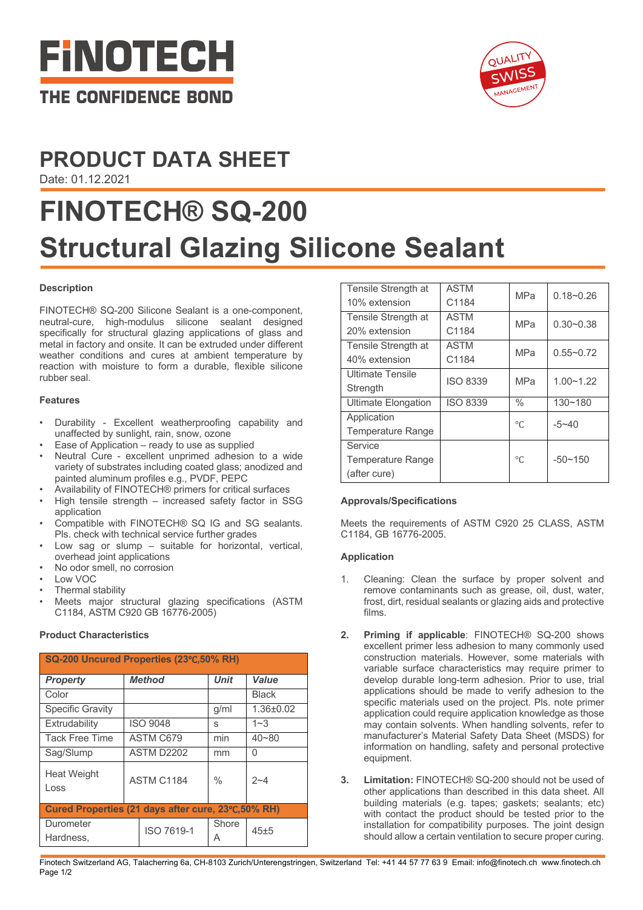FINOTECH

THE CONFIDENCE BOND

# PRODUCT DATA SHEET

Date: 01.12.2021

# FINOTECH® SQ-200 Structural Glazing Silicone Sealant

### Description

FINOTECH® SQ-200 Silicone Sealant is a one-component, neutral-cure, high-modulus silicone sealant designed specifically for structural glazing applications of glass and metal in factory and onsite. It can be extruded under different weather conditions and cures at ambient temperature by reaction with moisture to form a durable, flexible silicone rubber seal.

### Features

- Durability - Excellent weatherproofing capability and unaffected by sunlight, rain, snow, ozone
- Ease of Application – ready to use as supplied
- Neutral Cure - excellent unprimed adhesion to a wide variety of substrates including coated glass; anodized and painted aluminum profiles e.g., PVDF, PEPC
- Availability of FINOTECH® primers for critical surfaces
- High tensile strength – increased safety factor in SSG application
- Compatible with FINOTECH® SQ IG and SG sealants. Pls. check with technical service further grades
- Low sag or slump – suitable for horizontal, vertical, overhead joint applications
- No odor smell, no corrosion
- Low VOC
- Thermal stability
- Meets major structural glazing specifications (ASTM C1184, ASTM C920 GB 16776-2005)

### Product Characteristics

| **SQ-200 Uncured Properties (23℃,50% RH)** | | | |
|---|---|---|---|
| ***Property*** | ***Method*** | ***Unit*** | ***Value*** |
| Color | | | Black |
| Specific Gravity | | g/ml | 1.36±0.02 |
| Extrudability | ISO 9048 | s | 1~3 |
| Tack Free Time | ASTM C679 | min | 40~80 |
| Sag/Slump | ASTM D2202 | mm | 0 |
| Heat Weight Loss | ASTM C1184 | % | 2~4 |
| **Cured Properties (21 days after cure, 23℃,50% RH)** | | | |
| Durometer Hardness, | ISO 7619-1 | Shore A | 45±5 |
| Tensile Strength at 10% extension | ASTM C1184 | MPa | 0.18~0.26 |
| Tensile Strength at 20% extension | ASTM C1184 | MPa | 0.30~0.38 |
| Tensile Strength at 40% extension | ASTM C1184 | MPa | 0.55~0.72 |
| Ultimate Tensile Strength | ISO 8339 | MPa | 1.00~1.22 |
| Ultimate Elongation | ISO 8339 | % | 130~180 |
| Application Temperature Range | | ℃ | -5~40 |
| Service Temperature Range (after cure) | | ℃ | -50~150 |

### Approvals/Specifications

Meets the requirements of ASTM C920 25 CLASS, ASTM C1184, GB 16776-2005.

### Application

1. Cleaning: Clean the surface by proper solvent and remove contaminants such as grease, oil, dust, water, frost, dirt, residual sealants or glazing aids and protective films.

2. **Priming if applicable**: FINOTECH® SQ-200 shows excellent primer less adhesion to many commonly used construction materials. However, some materials with variable surface characteristics may require primer to develop durable long-term adhesion. Prior to use, trial applications should be made to verify adhesion to the specific materials used on the project. Pls. note primer application could require application knowledge as those may contain solvents. When handling solvents, refer to manufacturer's Material Safety Data Sheet (MSDS) for information on handling, safety and personal protective equipment.

3. **Limitation:** FINOTECH® SQ-200 should not be used of other applications than described in this data sheet. All building materials (e.g. tapes; gaskets; sealants; etc) with contact the product should be tested prior to the installation for compatibility purposes. The joint design should allow a certain ventilation to secure proper curing.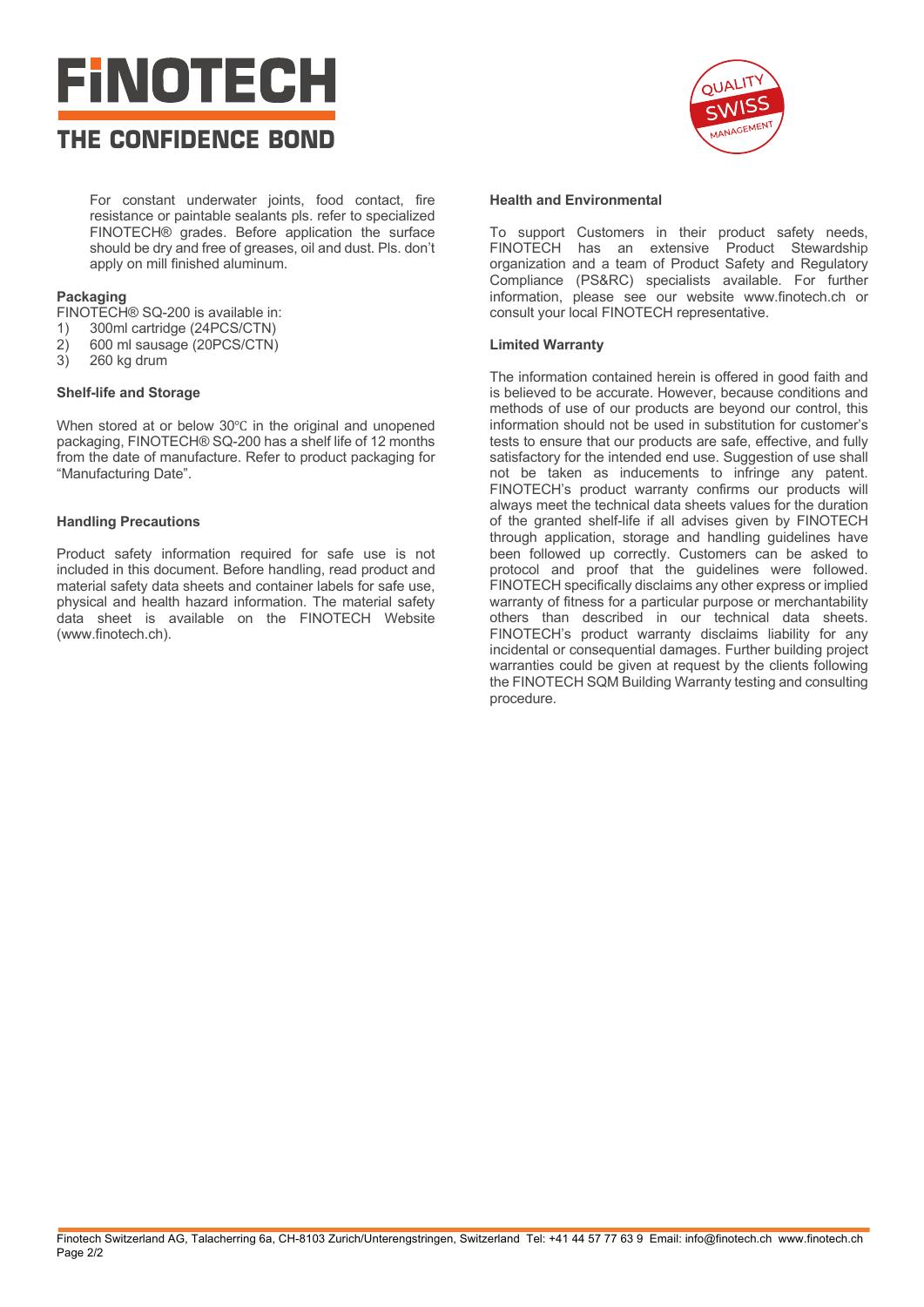For constant underwater joints, food contact, fire resistance or paintable sealants pls. refer to specialized FINOTECH® grades. Before application the surface should be dry and free of greases, oil and dust. Pls. don't apply on mill finished aluminum.

**Packaging**

FINOTECH® SQ-200 is available in:

1) 300ml cartridge (24PCS/CTN)
2) 600 ml sausage (20PCS/CTN)
3) 260 kg drum

**Shelf-life and Storage**

When stored at or below 30℃ in the original and unopened packaging, FINOTECH® SQ-200 has a shelf life of 12 months from the date of manufacture. Refer to product packaging for "Manufacturing Date".

**Handling Precautions**

Product safety information required for safe use is not included in this document. Before handling, read product and material safety data sheets and container labels for safe use, physical and health hazard information. The material safety data sheet is available on the FINOTECH Website (www.finotech.ch).

**Health and Environmental**

To support Customers in their product safety needs, FINOTECH has an extensive Product Stewardship organization and a team of Product Safety and Regulatory Compliance (PS&RC) specialists available. For further information, please see our website www.finotech.ch or consult your local FINOTECH representative.

**Limited Warranty**

The information contained herein is offered in good faith and is believed to be accurate. However, because conditions and methods of use of our products are beyond our control, this information should not be used in substitution for customer's tests to ensure that our products are safe, effective, and fully satisfactory for the intended end use. Suggestion of use shall not be taken as inducements to infringe any patent. FINOTECH's product warranty confirms our products will always meet the technical data sheets values for the duration of the granted shelf-life if all advises given by FINOTECH through application, storage and handling guidelines have been followed up correctly. Customers can be asked to protocol and proof that the guidelines were followed. FINOTECH specifically disclaims any other express or implied warranty of fitness for a particular purpose or merchantability others than described in our technical data sheets. FINOTECH's product warranty disclaims liability for any incidental or consequential damages. Further building project warranties could be given at request by the clients following the FINOTECH SQM Building Warranty testing and consulting procedure.